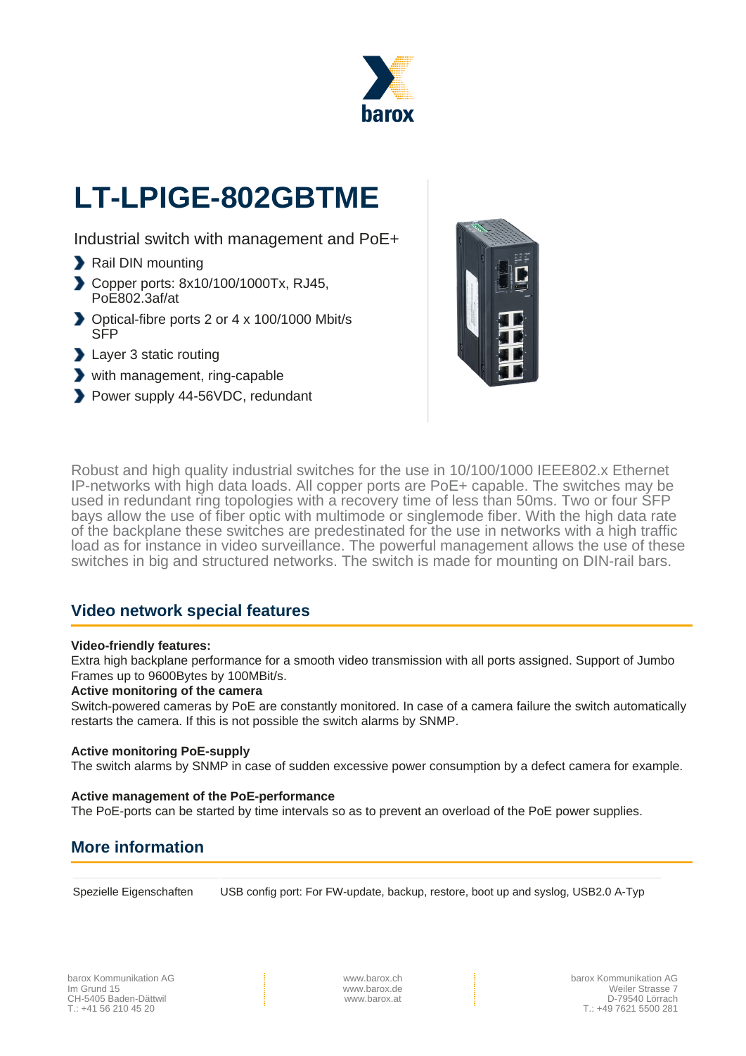barox

# LT-LPIGE-802GBTME

Industrial switch with management and PoE+

- Rail DIN mounting
- Copper ports: 8x10/100/1000Tx, RJ45, PoE802.3af/at
- Optical-fibre ports 2 or 4 x 100/1000 Mbit/s SFP
- Layer 3 static routing
- with management, ring-capable
- Power supply 44-56VDC, redundant

Robust and high quality industrial switches for the use in 10/100/1000 IEEE802.x Ethernet IP-networks with high data loads. All copper ports are PoE+ capable. The switches may be used in redundant ring topologies with a recovery time of less than 50ms. Two or four SFP bays allow the use of fiber optic with multimode or singlemode fiber. With the high data rate of the backplane these switches are predestinated for the use in networks with a high traffic load as for instance in video surveillance. The powerful management allows the use of these switches in big and structured networks. The switch is made for mounting on DIN-rail bars.

## Video network special features

**Video-friendly features:**
Extra high backplane performance for a smooth video transmission with all ports assigned. Support of Jumbo Frames up to 9600Bytes by 100MBit/s.
**Active monitoring of the camera**
Switch-powered cameras by PoE are constantly monitored. In case of a camera failure the switch automatically restarts the camera. If this is not possible the switch alarms by SNMP.

**Active monitoring PoE-supply**
The switch alarms by SNMP in case of sudden excessive power consumption by a defect camera for example.

**Active management of the PoE-performance**
The PoE-ports can be started by time intervals so as to prevent an overload of the PoE power supplies.

## More information

| | |
|---|---|
| Spezielle Eigenschaften | USB config port: For FW-update, backup, restore, boot up and syslog, USB2.0 A-Typ |

barox Kommunikation AG
Im Grund 15
CH-5405 Baden-Dättwil
T.: +41 56 210 45 20

www.barox.ch
www.barox.de
www.barox.at

barox Kommunikation AG
Weiler Strasse 7
D-79540 Lörrach
T.: +49 7621 5500 281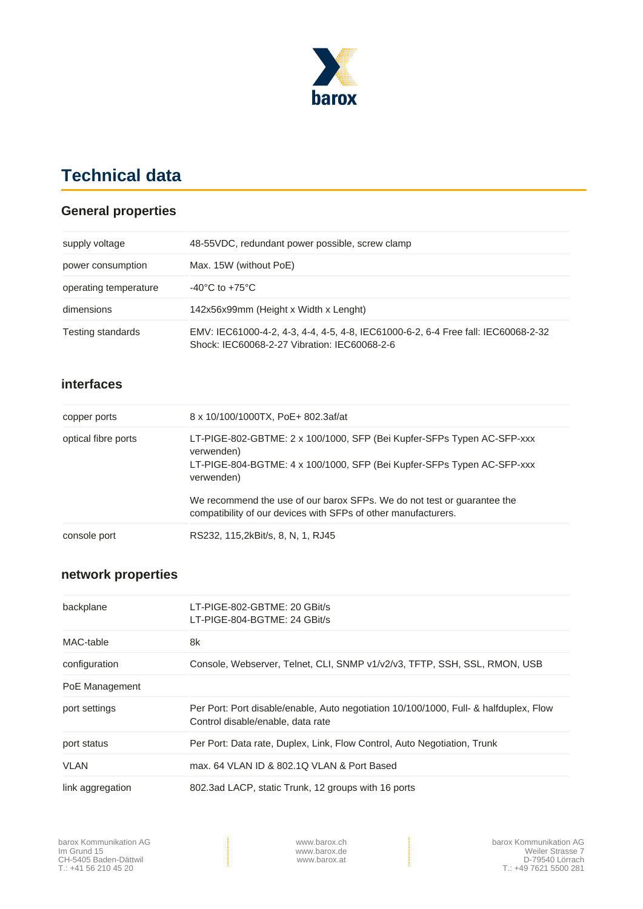# Technical data

## General properties

| | |
|---|---|
| supply voltage | 48-55VDC, redundant power possible, screw clamp |
| power consumption | Max. 15W (without PoE) |
| operating temperature | -40°C to +75°C |
| dimensions | 142x56x99mm (Height x Width x Lenght) |
| Testing standards | EMV: IEC61000-4-2, 4-3, 4-4, 4-5, 4-8, IEC61000-6-2, 6-4 Free fall: IEC60068-2-32 Shock: IEC60068-2-27 Vibration: IEC60068-2-6 |

## interfaces

| | |
|---|---|
| copper ports | 8 x 10/100/1000TX, PoE+ 802.3af/at |
| optical fibre ports | LT-PIGE-802-GBTME: 2 x 100/1000, SFP (Bei Kupfer-SFPs Typen AC-SFP-xxx verwenden)<br>LT-PIGE-804-BGTME: 4 x 100/1000, SFP (Bei Kupfer-SFPs Typen AC-SFP-xxx verwenden)<br><br>We recommend the use of our barox SFPs. We do not test or guarantee the compatibility of our devices with SFPs of other manufacturers. |
| console port | RS232, 115,2kBit/s, 8, N, 1, RJ45 |

## network properties

| | |
|---|---|
| backplane | LT-PIGE-802-GBTME: 20 GBit/s<br>LT-PIGE-804-BGTME: 24 GBit/s |
| MAC-table | 8k |
| configuration | Console, Webserver, Telnet, CLI, SNMP v1/v2/v3, TFTP, SSH, SSL, RMON, USB |
| PoE Management | |
| port settings | Per Port: Port disable/enable, Auto negotiation 10/100/1000, Full- & halfduplex, Flow Control disable/enable, data rate |
| port status | Per Port: Data rate, Duplex, Link, Flow Control, Auto Negotiation, Trunk |
| VLAN | max. 64 VLAN ID & 802.1Q VLAN & Port Based |
| link aggregation | 802.3ad LACP, static Trunk, 12 groups with 16 ports |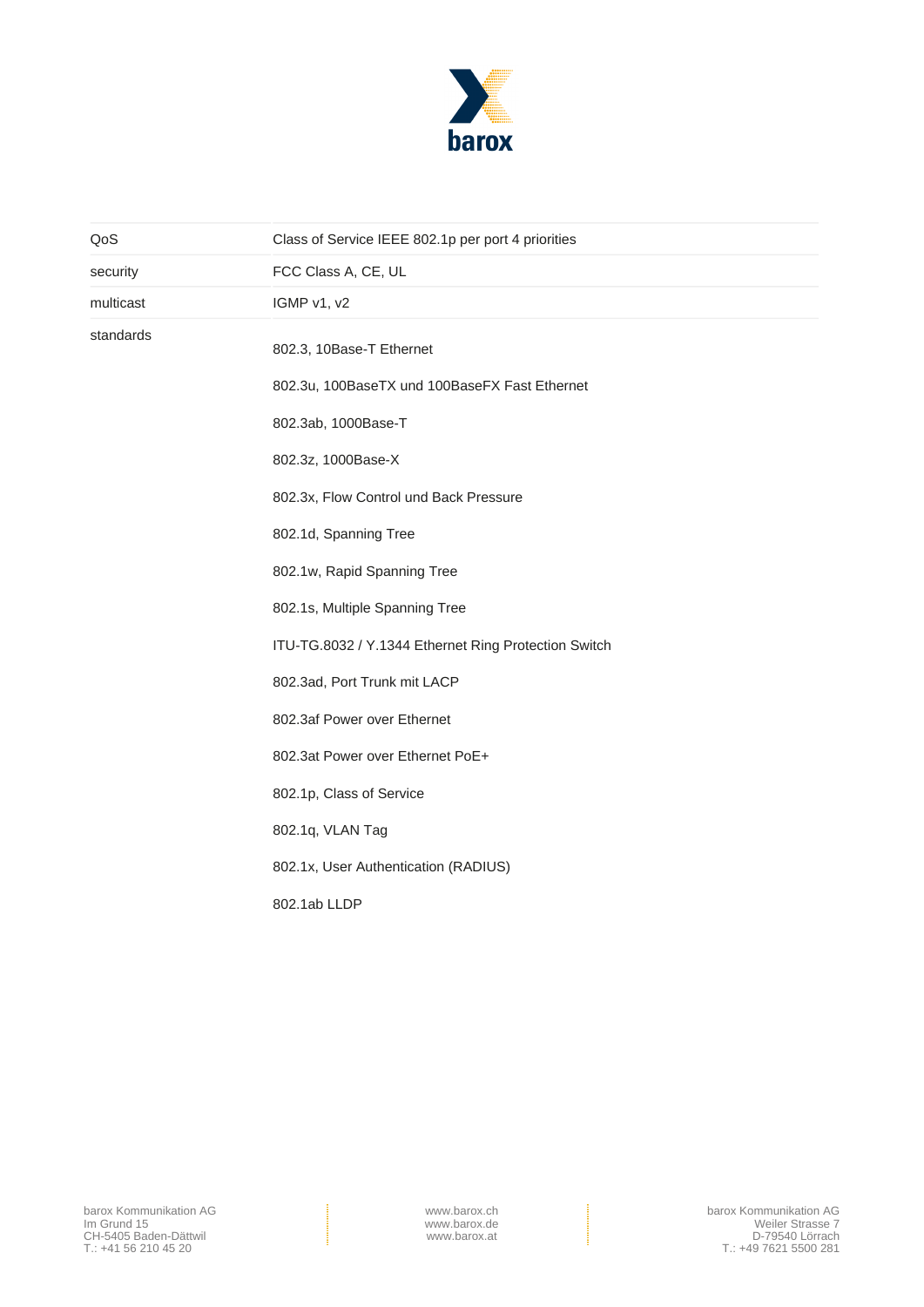| | |
|---|---|
| QoS | Class of Service IEEE 802.1p per port 4 priorities |
| security | FCC Class A, CE, UL |
| multicast | IGMP v1, v2 |
| standards | 802.3, 10Base-T Ethernet<br><br>802.3u, 100BaseTX und 100BaseFX Fast Ethernet<br><br>802.3ab, 1000Base-T<br><br>802.3z, 1000Base-X<br><br>802.3x, Flow Control und Back Pressure<br><br>802.1d, Spanning Tree<br><br>802.1w, Rapid Spanning Tree<br><br>802.1s, Multiple Spanning Tree<br><br>ITU-TG.8032 / Y.1344 Ethernet Ring Protection Switch<br><br>802.3ad, Port Trunk mit LACP<br><br>802.3af Power over Ethernet<br><br>802.3at Power over Ethernet PoE+<br><br>802.1p, Class of Service<br><br>802.1q, VLAN Tag<br><br>802.1x, User Authentication (RADIUS)<br><br>802.1ab LLDP |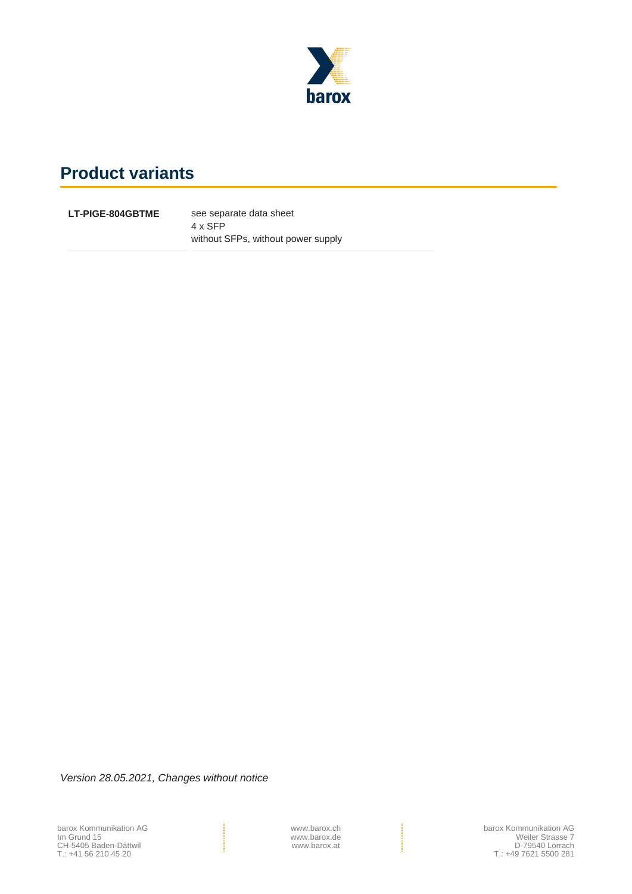## Product variants

| | |
|---|---|
| **LT-PIGE-804GBTME** | see separate data sheet<br>4 x SFP<br>without SFPs, without power supply |

*Version 28.05.2021, Changes without notice*

barox Kommunikation AG
Im Grund 15
CH-5405 Baden-Dättwil
T.: +41 56 210 45 20

www.barox.ch
www.barox.de
www.barox.at

barox Kommunikation AG
Weiler Strasse 7
D-79540 Lörrach
T.: +49 7621 5500 281